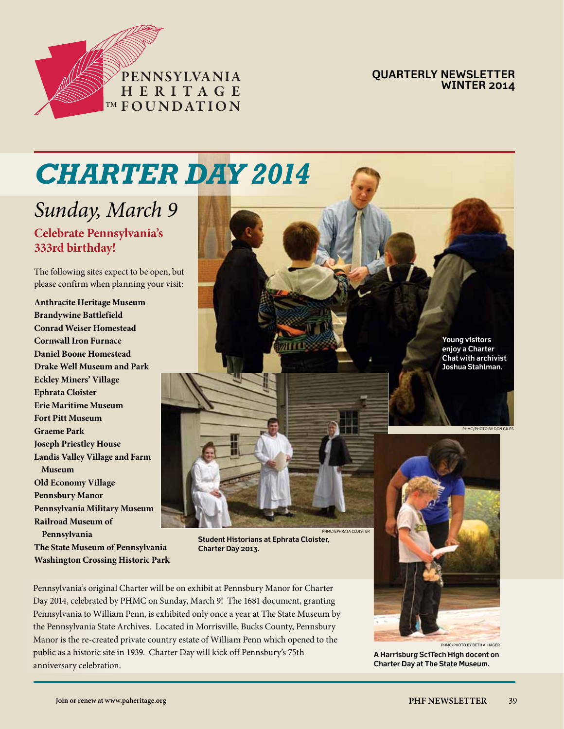PENNSYLVANIA HERITAGE™ FOUNDATION

**QUARTERLY NEWSLETTER**
**WINTER 2014**

# *CHARTER DAY 2014*

## *Sunday, March 9*

**Celebrate Pennsylvania's 333rd birthday!**

The following sites expect to be open, but please confirm when planning your visit:

**Anthracite Heritage Museum**
**Brandywine Battlefield**
**Conrad Weiser Homestead**
**Cornwall Iron Furnace**
**Daniel Boone Homestead**
**Drake Well Museum and Park**
**Eckley Miners' Village**
**Ephrata Cloister**
**Erie Maritime Museum**
**Fort Pitt Museum**
**Graeme Park**
**Joseph Priestley House**
**Landis Valley Village and Farm Museum**
**Old Economy Village**
**Pennsbury Manor**
**Pennsylvania Military Museum**
**Railroad Museum of Pennsylvania**
**The State Museum of Pennsylvania**
**Washington Crossing Historic Park**

Young visitors enjoy a Charter Chat with archivist Joshua Stahlman.

PHMC/PHOTO BY DON GILES

PHMC/EPHRATA CLOISTER

Student Historians at Ephrata Cloister, Charter Day 2013.

PHMC/PHOTO BY BETH A. HAGER

A Harrisburg SciTech High docent on Charter Day at The State Museum.

Pennsylvania's original Charter will be on exhibit at Pennsbury Manor for Charter Day 2014, celebrated by PHMC on Sunday, March 9! The 1681 document, granting Pennsylvania to William Penn, is exhibited only once a year at The State Museum by the Pennsylvania State Archives. Located in Morrisville, Bucks County, Pennsbury Manor is the re-created private country estate of William Penn which opened to the public as a historic site in 1939. Charter Day will kick off Pennsbury's 75th anniversary celebration.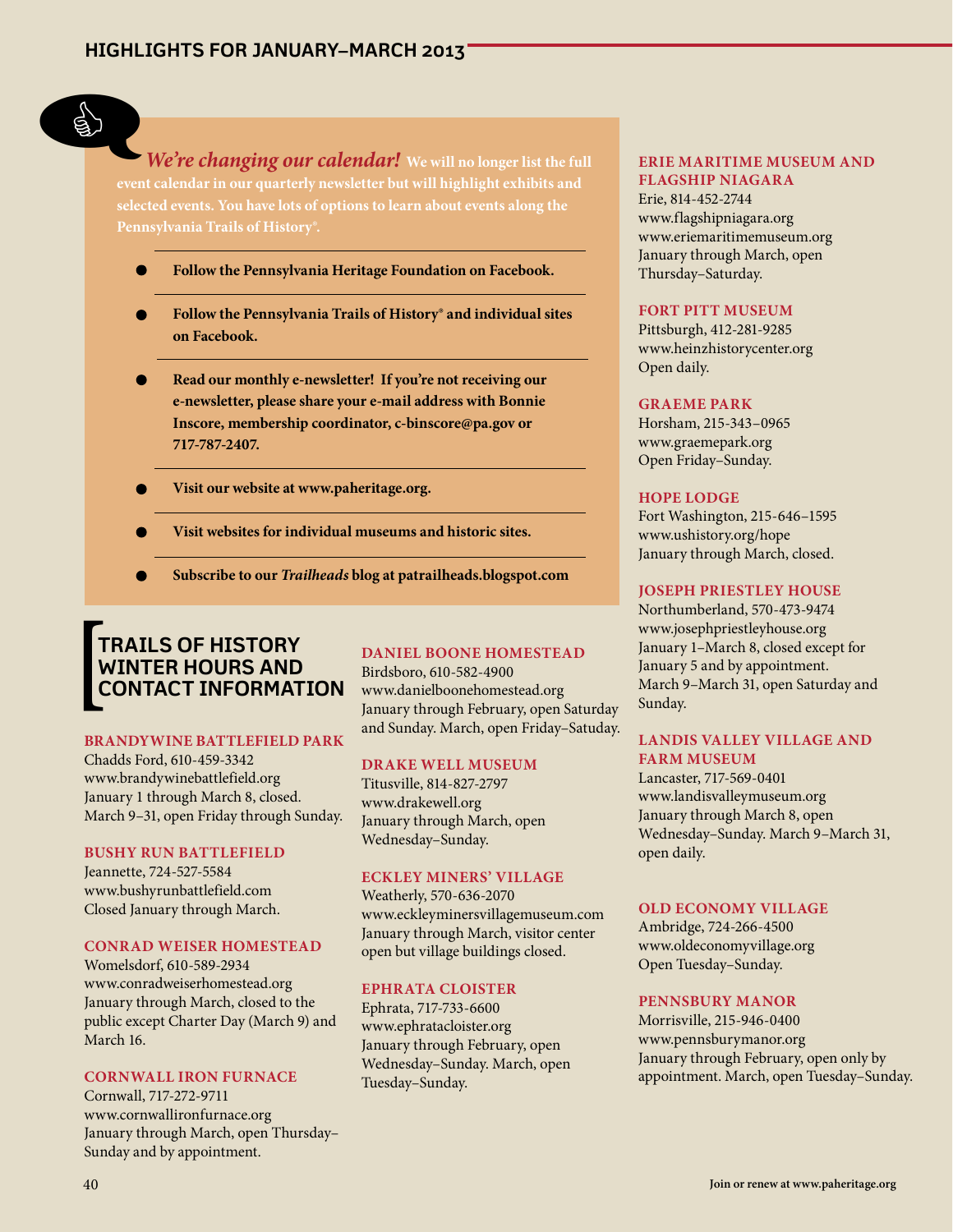## HIGHLIGHTS FOR JANUARY–MARCH 2013

***We're changing our calendar!*** **We will no longer list the full event calendar in our quarterly newsletter but will highlight exhibits and selected events. You have lots of options to learn about events along the Pennsylvania Trails of History®.**

- **Follow the Pennsylvania Heritage Foundation on Facebook.**
- **Follow the Pennsylvania Trails of History® and individual sites on Facebook.**
- **Read our monthly e-newsletter! If you're not receiving our e-newsletter, please share your e-mail address with Bonnie Inscore, membership coordinator, c-binscore@pa.gov or 717-787-2407.**
- **Visit our website at www.paheritage.org.**
- **Visit websites for individual museums and historic sites.**
- **Subscribe to our *Trailheads* blog at patrailheads.blogspot.com**

## TRAILS OF HISTORY WINTER HOURS AND CONTACT INFORMATION

**BRANDYWINE BATTLEFIELD PARK**
Chadds Ford, 610-459-3342
www.brandywinebattlefield.org
January 1 through March 8, closed.
March 9–31, open Friday through Sunday.

**BUSHY RUN BATTLEFIELD**
Jeannette, 724-527-5584
www.bushyrunbattlefield.com
Closed January through March.

**CONRAD WEISER HOMESTEAD**
Womelsdorf, 610-589-2934
www.conradweiserhomestead.org
January through March, closed to the public except Charter Day (March 9) and March 16.

**CORNWALL IRON FURNACE**
Cornwall, 717-272-9711
www.cornwallironfurnace.org
January through March, open Thursday–Sunday and by appointment.

**DANIEL BOONE HOMESTEAD**
Birdsboro, 610-582-4900
www.danielboonehomestead.org
January through February, open Saturday and Sunday. March, open Friday–Satuday.

**DRAKE WELL MUSEUM**
Titusville, 814-827-2797
www.drakewell.org
January through March, open Wednesday–Sunday.

**ECKLEY MINERS' VILLAGE**
Weatherly, 570-636-2070
www.eckleyminersvillagemuseum.com
January through March, visitor center open but village buildings closed.

**EPHRATA CLOISTER**
Ephrata, 717-733-6600
www.ephratacloister.org
January through February, open Wednesday–Sunday. March, open Tuesday–Sunday.

**ERIE MARITIME MUSEUM AND FLAGSHIP NIAGARA**
Erie, 814-452-2744
www.flagshipniagara.org
www.eriemaritimemuseum.org
January through March, open Thursday–Saturday.

**FORT PITT MUSEUM**
Pittsburgh, 412-281-9285
www.heinzhistorycenter.org
Open daily.

**GRAEME PARK**
Horsham, 215-343–0965
www.graemepark.org
Open Friday–Sunday.

**HOPE LODGE**
Fort Washington, 215-646–1595
www.ushistory.org/hope
January through March, closed.

**JOSEPH PRIESTLEY HOUSE**
Northumberland, 570-473-9474
www.josephpriestleyhouse.org
January 1–March 8, closed except for January 5 and by appointment.
March 9–March 31, open Saturday and Sunday.

**LANDIS VALLEY VILLAGE AND FARM MUSEUM**
Lancaster, 717-569-0401
www.landisvalleymuseum.org
January through March 8, open Wednesday–Sunday. March 9–March 31, open daily.

**OLD ECONOMY VILLAGE**
Ambridge, 724-266-4500
www.oldeconomyvillage.org
Open Tuesday–Sunday.

**PENNSBURY MANOR**
Morrisville, 215-946-0400
www.pennsburymanor.org
January through February, open only by appointment. March, open Tuesday–Sunday.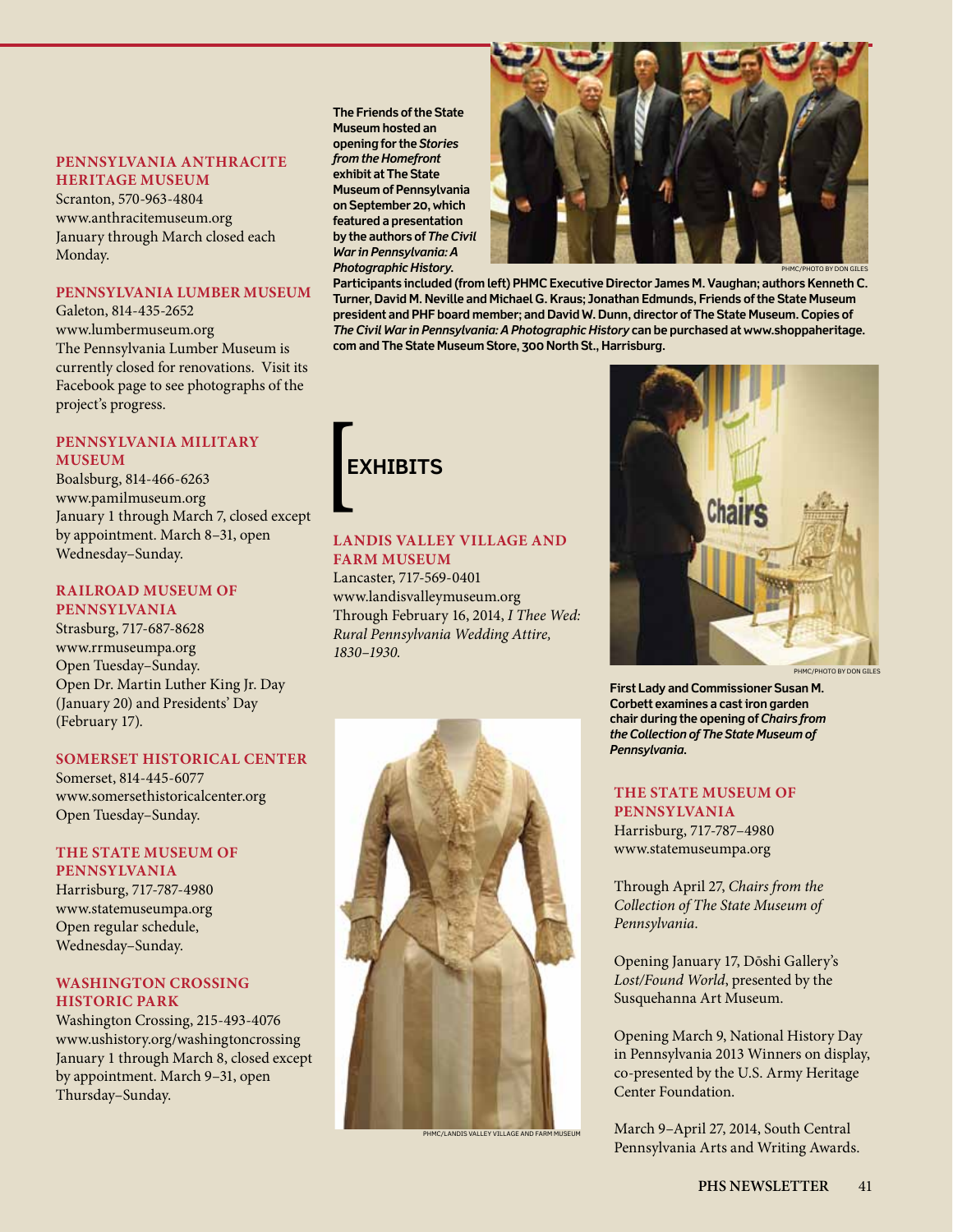### PENNSYLVANIA ANTHRACITE HERITAGE MUSEUM

Scranton, 570-963-4804
www.anthracitemuseum.org
January through March closed each Monday.

### PENNSYLVANIA LUMBER MUSEUM

Galeton, 814-435-2652
www.lumbermuseum.org
The Pennsylvania Lumber Museum is currently closed for renovations. Visit its Facebook page to see photographs of the project's progress.

### PENNSYLVANIA MILITARY MUSEUM

Boalsburg, 814-466-6263
www.pamilmuseum.org
January 1 through March 7, closed except by appointment. March 8–31, open Wednesday–Sunday.

### RAILROAD MUSEUM OF PENNSYLVANIA

Strasburg, 717-687-8628
www.rrmuseumpa.org
Open Tuesday–Sunday.
Open Dr. Martin Luther King Jr. Day (January 20) and Presidents' Day (February 17).

### SOMERSET HISTORICAL CENTER

Somerset, 814-445-6077
www.somersethistoricalcenter.org
Open Tuesday–Sunday.

### THE STATE MUSEUM OF PENNSYLVANIA

Harrisburg, 717-787-4980
www.statemuseumpa.org
Open regular schedule, Wednesday–Sunday.

### WASHINGTON CROSSING HISTORIC PARK

Washington Crossing, 215-493-4076
www.ushistory.org/washingtoncrossing
January 1 through March 8, closed except by appointment. March 9–31, open Thursday–Sunday.

**The Friends of the State Museum hosted an opening for the *Stories from the Homefront* exhibit at The State Museum of Pennsylvania on September 20, which featured a presentation by the authors of *The Civil War in Pennsylvania: A Photographic History*.**

PHMC/PHOTO BY DON GILES

**Participants included (from left) PHMC Executive Director James M. Vaughan; authors Kenneth C. Turner, David M. Neville and Michael G. Kraus; Jonathan Edmunds, Friends of the State Museum president and PHF board member; and David W. Dunn, director of The State Museum. Copies of *The Civil War in Pennsylvania: A Photographic History* can be purchased at www.shoppaheritage.com and The State Museum Store, 300 North St., Harrisburg.**

## EXHIBITS

### LANDIS VALLEY VILLAGE AND FARM MUSEUM

Lancaster, 717-569-0401
www.landisvalleymuseum.org
Through February 16, 2014, *I Thee Wed: Rural Pennsylvania Wedding Attire, 1830–1930.*

PHMC/LANDIS VALLEY VILLAGE AND FARM MUSEUM

PHMC/PHOTO BY DON GILES

**First Lady and Commissioner Susan M. Corbett examines a cast iron garden chair during the opening of *Chairs from the Collection of The State Museum of Pennsylvania*.**

### THE STATE MUSEUM OF PENNSYLVANIA

Harrisburg, 717-787–4980
www.statemuseumpa.org

Through April 27, *Chairs from the Collection of The State Museum of Pennsylvania.*

Opening January 17, Dōshi Gallery's *Lost/Found World*, presented by the Susquehanna Art Museum.

Opening March 9, National History Day in Pennsylvania 2013 Winners on display, co-presented by the U.S. Army Heritage Center Foundation.

March 9–April 27, 2014, South Central Pennsylvania Arts and Writing Awards.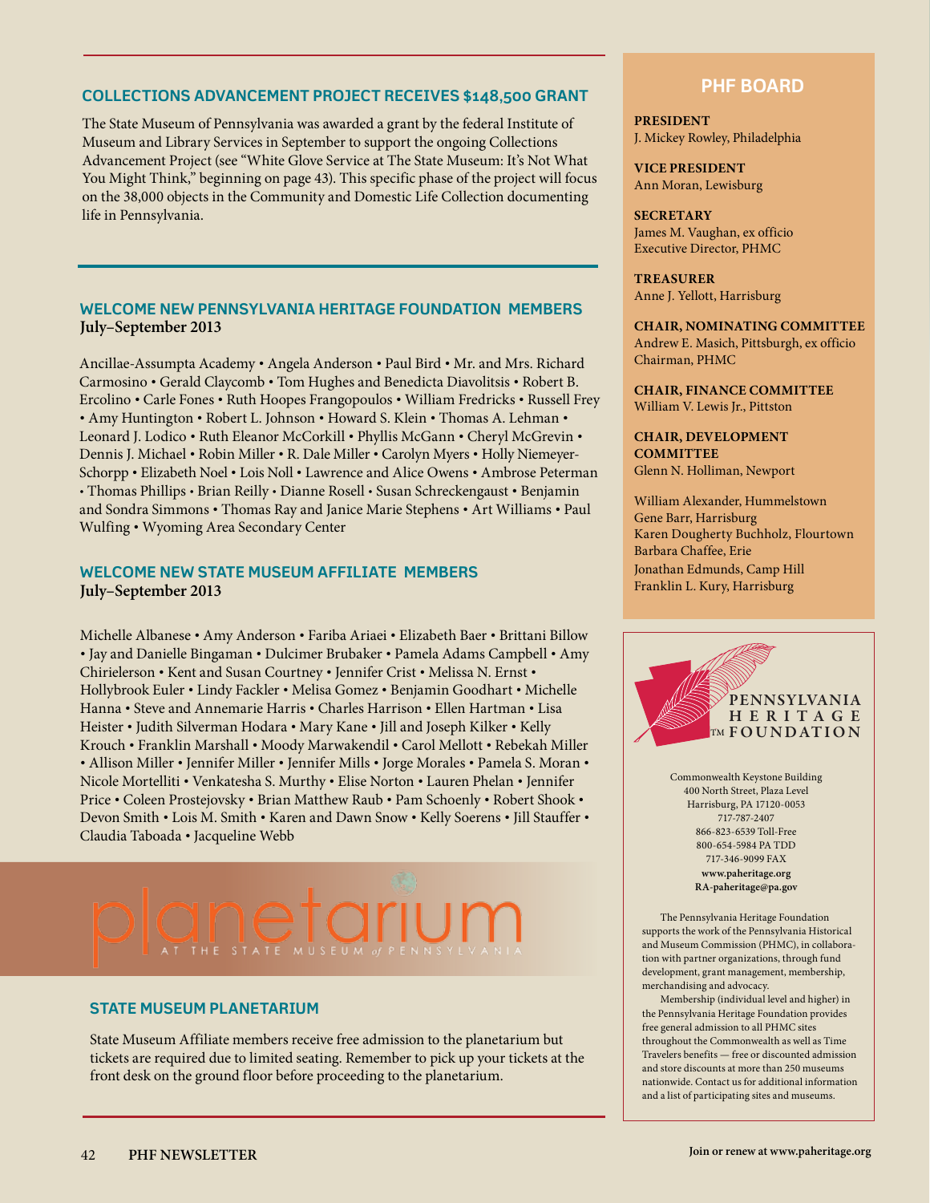## COLLECTIONS ADVANCEMENT PROJECT RECEIVES $148,500 GRANT

The State Museum of Pennsylvania was awarded a grant by the federal Institute of Museum and Library Services in September to support the ongoing Collections Advancement Project (see "White Glove Service at The State Museum: It's Not What You Might Think," beginning on page 43). This specific phase of the project will focus on the 38,000 objects in the Community and Domestic Life Collection documenting life in Pennsylvania.

## WELCOME NEW PENNSYLVANIA HERITAGE FOUNDATION MEMBERS

**July–September 2013**

Ancillae-Assumpta Academy • Angela Anderson • Paul Bird • Mr. and Mrs. Richard Carmosino • Gerald Claycomb • Tom Hughes and Benedicta Diavolitsis • Robert B. Ercolino • Carle Fones • Ruth Hoopes Frangopoulos • William Fredricks • Russell Frey • Amy Huntington • Robert L. Johnson • Howard S. Klein • Thomas A. Lehman • Leonard J. Lodico • Ruth Eleanor McCorkill • Phyllis McGann • Cheryl McGrevin • Dennis J. Michael • Robin Miller • R. Dale Miller • Carolyn Myers • Holly Niemeyer-Schorpp • Elizabeth Noel • Lois Noll • Lawrence and Alice Owens • Ambrose Peterman • Thomas Phillips • Brian Reilly • Dianne Rosell • Susan Schreckengaust • Benjamin and Sondra Simmons • Thomas Ray and Janice Marie Stephens • Art Williams • Paul Wulfing • Wyoming Area Secondary Center

## WELCOME NEW STATE MUSEUM AFFILIATE MEMBERS

**July–September 2013**

Michelle Albanese • Amy Anderson • Fariba Ariaei • Elizabeth Baer • Brittani Billow • Jay and Danielle Bingaman • Dulcimer Brubaker • Pamela Adams Campbell • Amy Chirielerson • Kent and Susan Courtney • Jennifer Crist • Melissa N. Ernst • Hollybrook Euler • Lindy Fackler • Melisa Gomez • Benjamin Goodhart • Michelle Hanna • Steve and Annemarie Harris • Charles Harrison • Ellen Hartman • Lisa Heister • Judith Silverman Hodara • Mary Kane • Jill and Joseph Kilker • Kelly Krouch • Franklin Marshall • Moody Marwakendil • Carol Mellott • Rebekah Miller • Allison Miller • Jennifer Miller • Jennifer Mills • Jorge Morales • Pamela S. Moran • Nicole Mortelliti • Venkatesha S. Murthy • Elise Norton • Lauren Phelan • Jennifer Price • Coleen Prostejovsky • Brian Matthew Raub • Pam Schoenly • Robert Shook • Devon Smith • Lois M. Smith • Karen and Dawn Snow • Kelly Soerens • Jill Stauffer • Claudia Taboada • Jacqueline Webb

planetarium AT THE STATE MUSEUM *of* PENNSYLVANIA

## STATE MUSEUM PLANETARIUM

State Museum Affiliate members receive free admission to the planetarium but tickets are required due to limited seating. Remember to pick up your tickets at the front desk on the ground floor before proceeding to the planetarium.

## PHF BOARD

**PRESIDENT**
J. Mickey Rowley, Philadelphia

**VICE PRESIDENT**
Ann Moran, Lewisburg

**SECRETARY**
James M. Vaughan, ex officio
Executive Director, PHMC

**TREASURER**
Anne J. Yellott, Harrisburg

**CHAIR, NOMINATING COMMITTEE**
Andrew E. Masich, Pittsburgh, ex officio
Chairman, PHMC

**CHAIR, FINANCE COMMITTEE**
William V. Lewis Jr., Pittston

**CHAIR, DEVELOPMENT COMMITTEE**
Glenn N. Holliman, Newport

William Alexander, Hummelstown
Gene Barr, Harrisburg
Karen Dougherty Buchholz, Flourtown
Barbara Chaffee, Erie
Jonathan Edmunds, Camp Hill
Franklin L. Kury, Harrisburg

PENNSYLVANIA HERITAGE FOUNDATION™

Commonwealth Keystone Building
400 North Street, Plaza Level
Harrisburg, PA 17120-0053
717-787-2407
866-823-6539 Toll-Free
800-654-5984 PA TDD
717-346-9099 FAX
**www.paheritage.org**
**RA-paheritage@pa.gov**

The Pennsylvania Heritage Foundation supports the work of the Pennsylvania Historical and Museum Commission (PHMC), in collaboration with partner organizations, through fund development, grant management, membership, merchandising and advocacy.

Membership (individual level and higher) in the Pennsylvania Heritage Foundation provides free general admission to all PHMC sites throughout the Commonwealth as well as Time Travelers benefits — free or discounted admission and store discounts at more than 250 museums nationwide. Contact us for additional information and a list of participating sites and museums.

**Join or renew at www.paheritage.org**